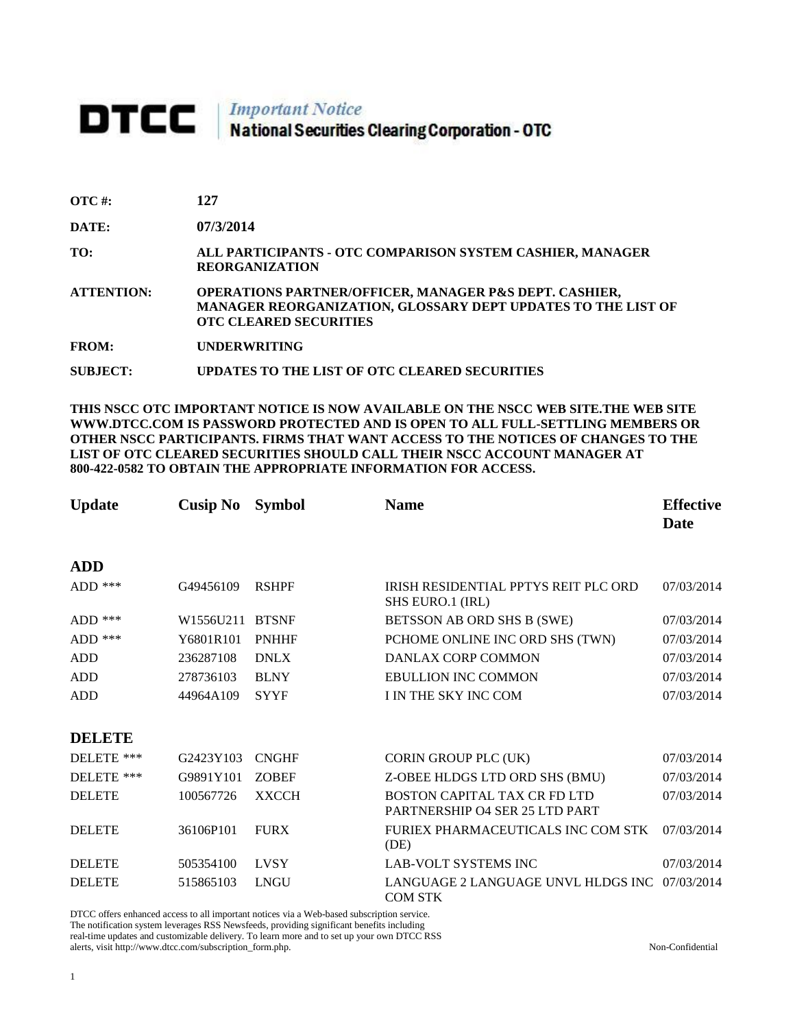# DTCC | *Important Notice* National Securities Clearing Corporation - OTC

**OTC #:** 127

**DATE:** 07/3/2014

**TO:** ALL PARTICIPANTS - OTC COMPARISON SYSTEM CASHIER, MANAGER REORGANIZATION

**ATTENTION:** OPERATIONS PARTNER/OFFICER, MANAGER P&S DEPT. CASHIER, MANAGER REORGANIZATION, GLOSSARY DEPT UPDATES TO THE LIST OF OTC CLEARED SECURITIES

**FROM:** UNDERWRITING

**SUBJECT:** UPDATES TO THE LIST OF OTC CLEARED SECURITIES

**THIS NSCC OTC IMPORTANT NOTICE IS NOW AVAILABLE ON THE NSCC WEB SITE.THE WEB SITE WWW.DTCC.COM IS PASSWORD PROTECTED AND IS OPEN TO ALL FULL-SETTLING MEMBERS OR OTHER NSCC PARTICIPANTS. FIRMS THAT WANT ACCESS TO THE NOTICES OF CHANGES TO THE LIST OF OTC CLEARED SECURITIES SHOULD CALL THEIR NSCC ACCOUNT MANAGER AT 800-422-0582 TO OBTAIN THE APPROPRIATE INFORMATION FOR ACCESS.**

| Update | Cusip No | Symbol | Name | Effective Date |
|---|---|---|---|---|
| **ADD** | | | | |
| ADD *** | G49456109 | RSHPF | IRISH RESIDENTIAL PPTYS REIT PLC ORD SHS EURO.1 (IRL) | 07/03/2014 |
| ADD *** | W1556U211 | BTSNF | BETSSON AB ORD SHS B (SWE) | 07/03/2014 |
| ADD *** | Y6801R101 | PNHHF | PCHOME ONLINE INC ORD SHS (TWN) | 07/03/2014 |
| ADD | 236287108 | DNLX | DANLAX CORP COMMON | 07/03/2014 |
| ADD | 278736103 | BLNY | EBULLION INC COMMON | 07/03/2014 |
| ADD | 44964A109 | SYYF | I IN THE SKY INC COM | 07/03/2014 |
| **DELETE** | | | | |
| DELETE *** | G2423Y103 | CNGHF | CORIN GROUP PLC (UK) | 07/03/2014 |
| DELETE *** | G9891Y101 | ZOBEF | Z-OBEE HLDGS LTD ORD SHS (BMU) | 07/03/2014 |
| DELETE | 100567726 | XXCCH | BOSTON CAPITAL TAX CR FD LTD PARTNERSHIP O4 SER 25 LTD PART | 07/03/2014 |
| DELETE | 36106P101 | FURX | FURIEX PHARMACEUTICALS INC COM STK (DE) | 07/03/2014 |
| DELETE | 505354100 | LVSY | LAB-VOLT SYSTEMS INC | 07/03/2014 |
| DELETE | 515865103 | LNGU | LANGUAGE 2 LANGUAGE UNVL HLDGS INC COM STK | 07/03/2014 |

DTCC offers enhanced access to all important notices via a Web-based subscription service. The notification system leverages RSS Newsfeeds, providing significant benefits including real-time updates and customizable delivery. To learn more and to set up your own DTCC RSS alerts, visit http://www.dtcc.com/subscription_form.php.

Non-Confidential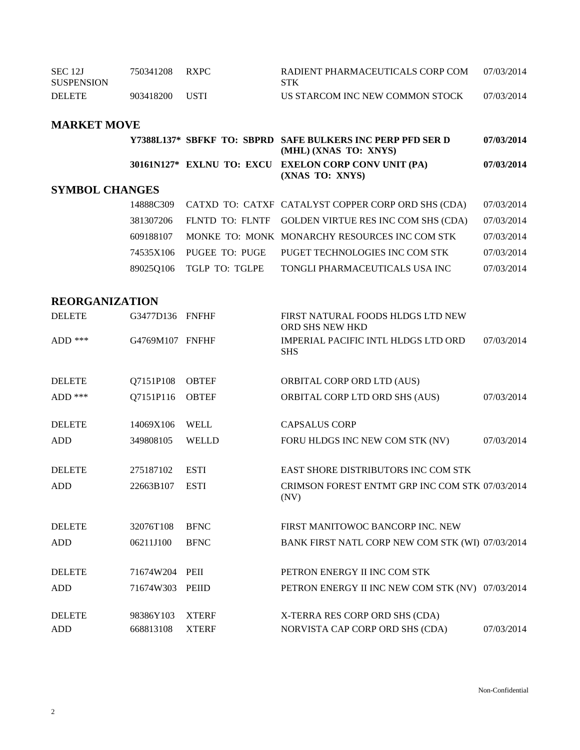| | | | | |
|---|---|---|---|---|
| SEC 12J SUSPENSION | 750341208 | RXPC | RADIENT PHARMACEUTICALS CORP COM STK | 07/03/2014 |
| DELETE | 903418200 | USTI | US STARCOM INC NEW COMMON STOCK | 07/03/2014 |

## MARKET MOVE

| | | | |
|---|---|---|---|
| **Y7388L137*** | **SBFKF TO: SBPRD** | **SAFE BULKERS INC PERP PFD SER D (MHL) (XNAS TO: XNYS)** | **07/03/2014** |
| **30161N127*** | **EXLNU TO: EXCU** | **EXELON CORP CONV UNIT (PA) (XNAS TO: XNYS)** | **07/03/2014** |

## SYMBOL CHANGES

| | | | |
|---|---|---|---|
| 14888C309 | CATXD TO: CATXF | CATALYST COPPER CORP ORD SHS (CDA) | 07/03/2014 |
| 381307206 | FLNTD TO: FLNTF | GOLDEN VIRTUE RES INC COM SHS (CDA) | 07/03/2014 |
| 609188107 | MONKE TO: MONK | MONARCHY RESOURCES INC COM STK | 07/03/2014 |
| 74535X106 | PUGEE TO: PUGE | PUGET TECHNOLOGIES INC COM STK | 07/03/2014 |
| 89025Q106 | TGLP TO: TGLPE | TONGLI PHARMACEUTICALS USA INC | 07/03/2014 |

## REORGANIZATION

| | | | | |
|---|---|---|---|---|
| DELETE | G3477D136 | FNFHF | FIRST NATURAL FOODS HLDGS LTD NEW ORD SHS NEW HKD | |
| ADD *** | G4769M107 | FNFHF | IMPERIAL PACIFIC INTL HLDGS LTD ORD SHS | 07/03/2014 |
| DELETE | Q7151P108 | OBTEF | ORBITAL CORP ORD LTD (AUS) | |
| ADD *** | Q7151P116 | OBTEF | ORBITAL CORP LTD ORD SHS (AUS) | 07/03/2014 |
| DELETE | 14069X106 | WELL | CAPSALUS CORP | |
| ADD | 349808105 | WELLD | FORU HLDGS INC NEW COM STK (NV) | 07/03/2014 |
| DELETE | 275187102 | ESTI | EAST SHORE DISTRIBUTORS INC COM STK | |
| ADD | 22663B107 | ESTI | CRIMSON FOREST ENTMT GRP INC COM STK (NV) | 07/03/2014 |
| DELETE | 32076T108 | BFNC | FIRST MANITOWOC BANCORP INC. NEW | |
| ADD | 06211J100 | BFNC | BANK FIRST NATL CORP NEW COM STK (WI) | 07/03/2014 |
| DELETE | 71674W204 | PEII | PETRON ENERGY II INC COM STK | |
| ADD | 71674W303 | PEIID | PETRON ENERGY II INC NEW COM STK (NV) | 07/03/2014 |
| DELETE | 98386Y103 | XTERF | X-TERRA RES CORP ORD SHS (CDA) | |
| ADD | 668813108 | XTERF | NORVISTA CAP CORP ORD SHS (CDA) | 07/03/2014 |

Non-Confidential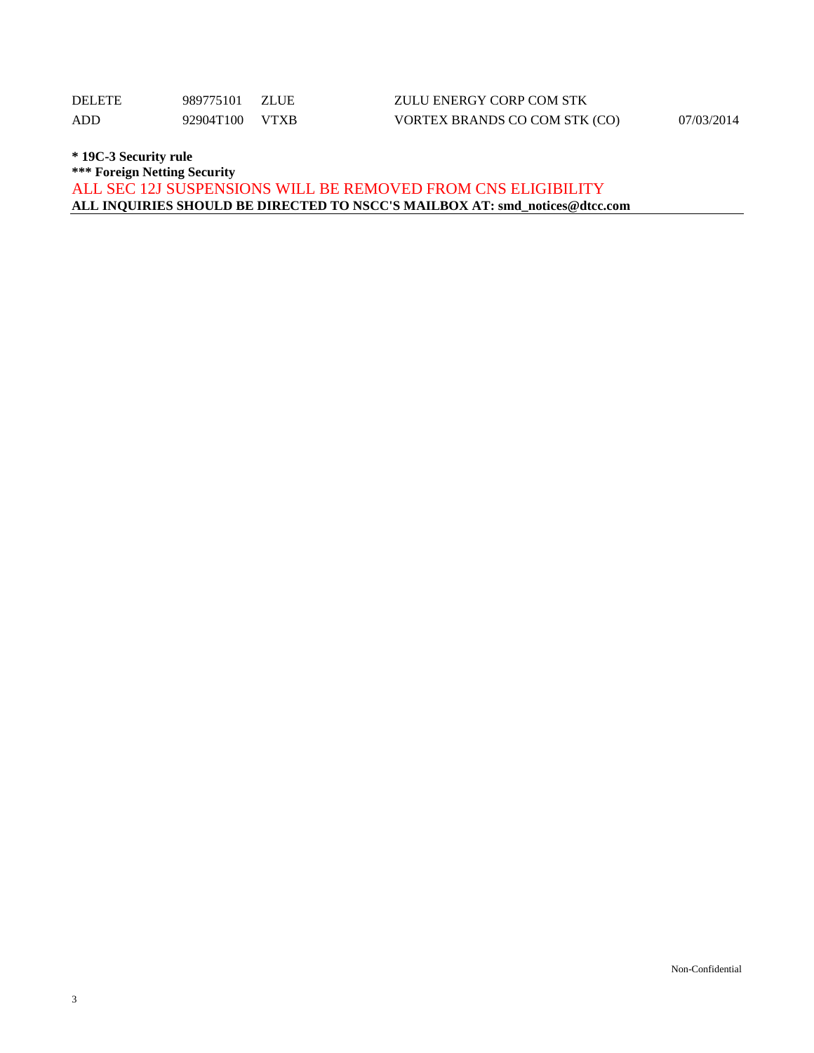| | | | | |
|---|---|---|---|---|
| DELETE | 989775101 | ZLUE | ZULU ENERGY CORP COM STK | |
| ADD | 92904T100 | VTXB | VORTEX BRANDS CO COM STK (CO) | 07/03/2014 |

**\* 19C-3 Security rule**

**\*\*\* Foreign Netting Security**

ALL SEC 12J SUSPENSIONS WILL BE REMOVED FROM CNS ELIGIBILITY

**ALL INQUIRIES SHOULD BE DIRECTED TO NSCC'S MAILBOX AT: smd_notices@dtcc.com**

Non-Confidential